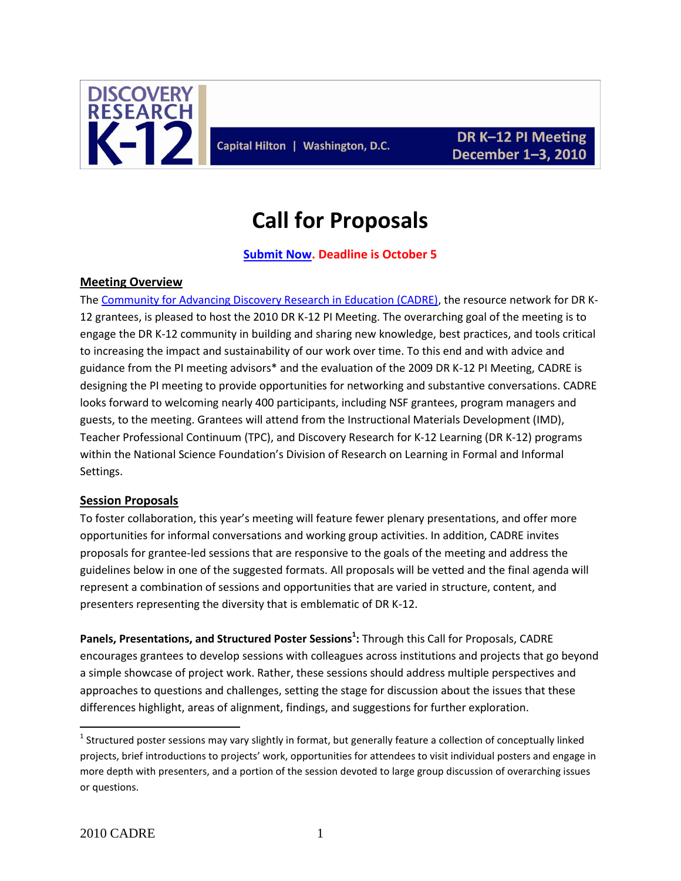DISCOVERY RESEARCH K-12

Capital Hilton | Washington, D.C.

DR K–12 PI Meeting
December 1–3, 2010

# Call for Proposals

**Submit Now. Deadline is October 5**

## Meeting Overview

The Community for Advancing Discovery Research in Education (CADRE), the resource network for DR K-12 grantees, is pleased to host the 2010 DR K-12 PI Meeting. The overarching goal of the meeting is to engage the DR K-12 community in building and sharing new knowledge, best practices, and tools critical to increasing the impact and sustainability of our work over time. To this end and with advice and guidance from the PI meeting advisors* and the evaluation of the 2009 DR K-12 PI Meeting, CADRE is designing the PI meeting to provide opportunities for networking and substantive conversations. CADRE looks forward to welcoming nearly 400 participants, including NSF grantees, program managers and guests, to the meeting. Grantees will attend from the Instructional Materials Development (IMD), Teacher Professional Continuum (TPC), and Discovery Research for K-12 Learning (DR K-12) programs within the National Science Foundation's Division of Research on Learning in Formal and Informal Settings.

## Session Proposals

To foster collaboration, this year's meeting will feature fewer plenary presentations, and offer more opportunities for informal conversations and working group activities. In addition, CADRE invites proposals for grantee-led sessions that are responsive to the goals of the meeting and address the guidelines below in one of the suggested formats. All proposals will be vetted and the final agenda will represent a combination of sessions and opportunities that are varied in structure, content, and presenters representing the diversity that is emblematic of DR K-12.

**Panels, Presentations, and Structured Poster Sessions[1]:** Through this Call for Proposals, CADRE encourages grantees to develop sessions with colleagues across institutions and projects that go beyond a simple showcase of project work. Rather, these sessions should address multiple perspectives and approaches to questions and challenges, setting the stage for discussion about the issues that these differences highlight, areas of alignment, findings, and suggestions for further exploration.

[1] Structured poster sessions may vary slightly in format, but generally feature a collection of conceptually linked projects, brief introductions to projects' work, opportunities for attendees to visit individual posters and engage in more depth with presenters, and a portion of the session devoted to large group discussion of overarching issues or questions.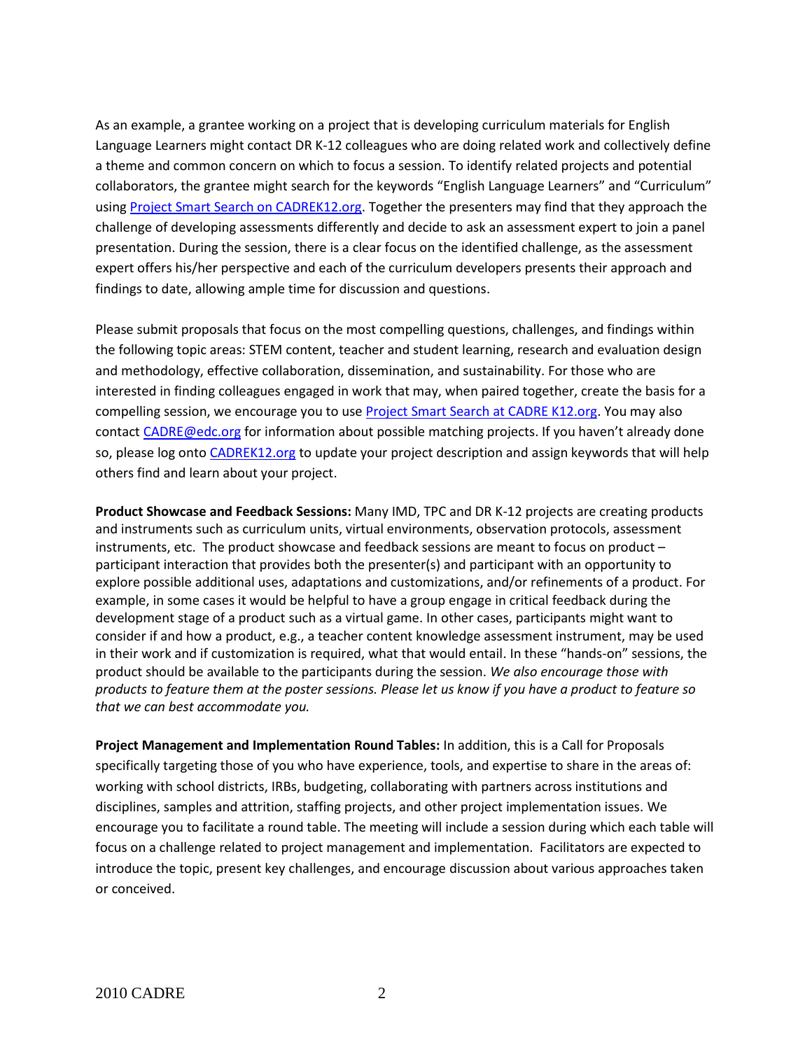As an example, a grantee working on a project that is developing curriculum materials for English Language Learners might contact DR K-12 colleagues who are doing related work and collectively define a theme and common concern on which to focus a session. To identify related projects and potential collaborators, the grantee might search for the keywords "English Language Learners" and "Curriculum" using [Project Smart Search on CADREK12.org](). Together the presenters may find that they approach the challenge of developing assessments differently and decide to ask an assessment expert to join a panel presentation. During the session, there is a clear focus on the identified challenge, as the assessment expert offers his/her perspective and each of the curriculum developers presents their approach and findings to date, allowing ample time for discussion and questions.

Please submit proposals that focus on the most compelling questions, challenges, and findings within the following topic areas: STEM content, teacher and student learning, research and evaluation design and methodology, effective collaboration, dissemination, and sustainability. For those who are interested in finding colleagues engaged in work that may, when paired together, create the basis for a compelling session, we encourage you to use [Project Smart Search at CADRE K12.org](). You may also contact [CADRE@edc.org](mailto:CADRE@edc.org) for information about possible matching projects. If you haven't already done so, please log onto [CADREK12.org]() to update your project description and assign keywords that will help others find and learn about your project.

**Product Showcase and Feedback Sessions:** Many IMD, TPC and DR K-12 projects are creating products and instruments such as curriculum units, virtual environments, observation protocols, assessment instruments, etc. The product showcase and feedback sessions are meant to focus on product – participant interaction that provides both the presenter(s) and participant with an opportunity to explore possible additional uses, adaptations and customizations, and/or refinements of a product. For example, in some cases it would be helpful to have a group engage in critical feedback during the development stage of a product such as a virtual game. In other cases, participants might want to consider if and how a product, e.g., a teacher content knowledge assessment instrument, may be used in their work and if customization is required, what that would entail. In these "hands-on" sessions, the product should be available to the participants during the session. *We also encourage those with products to feature them at the poster sessions. Please let us know if you have a product to feature so that we can best accommodate you.*

**Project Management and Implementation Round Tables:** In addition, this is a Call for Proposals specifically targeting those of you who have experience, tools, and expertise to share in the areas of: working with school districts, IRBs, budgeting, collaborating with partners across institutions and disciplines, samples and attrition, staffing projects, and other project implementation issues. We encourage you to facilitate a round table. The meeting will include a session during which each table will focus on a challenge related to project management and implementation. Facilitators are expected to introduce the topic, present key challenges, and encourage discussion about various approaches taken or conceived.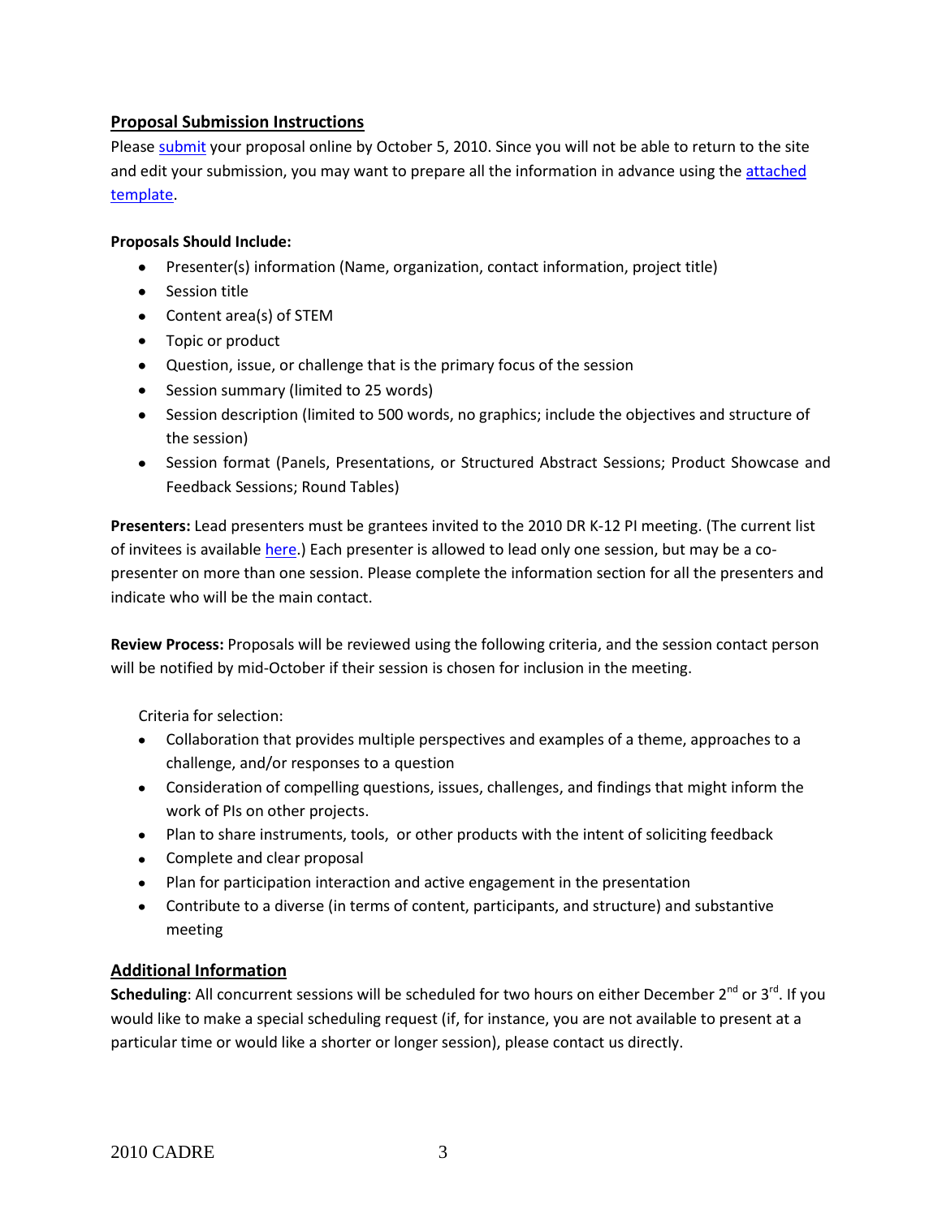## Proposal Submission Instructions

Please submit your proposal online by October 5, 2010. Since you will not be able to return to the site and edit your submission, you may want to prepare all the information in advance using the attached template.

**Proposals Should Include:**

- Presenter(s) information (Name, organization, contact information, project title)
- Session title
- Content area(s) of STEM
- Topic or product
- Question, issue, or challenge that is the primary focus of the session
- Session summary (limited to 25 words)
- Session description (limited to 500 words, no graphics; include the objectives and structure of the session)
- Session format (Panels, Presentations, or Structured Abstract Sessions; Product Showcase and Feedback Sessions; Round Tables)

**Presenters:** Lead presenters must be grantees invited to the 2010 DR K-12 PI meeting. (The current list of invitees is available here.) Each presenter is allowed to lead only one session, but may be a co-presenter on more than one session. Please complete the information section for all the presenters and indicate who will be the main contact.

**Review Process:** Proposals will be reviewed using the following criteria, and the session contact person will be notified by mid-October if their session is chosen for inclusion in the meeting.

Criteria for selection:

- Collaboration that provides multiple perspectives and examples of a theme, approaches to a challenge, and/or responses to a question
- Consideration of compelling questions, issues, challenges, and findings that might inform the work of PIs on other projects.
- Plan to share instruments, tools, or other products with the intent of soliciting feedback
- Complete and clear proposal
- Plan for participation interaction and active engagement in the presentation
- Contribute to a diverse (in terms of content, participants, and structure) and substantive meeting

## Additional Information

**Scheduling**: All concurrent sessions will be scheduled for two hours on either December 2nd or 3rd. If you would like to make a special scheduling request (if, for instance, you are not available to present at a particular time or would like a shorter or longer session), please contact us directly.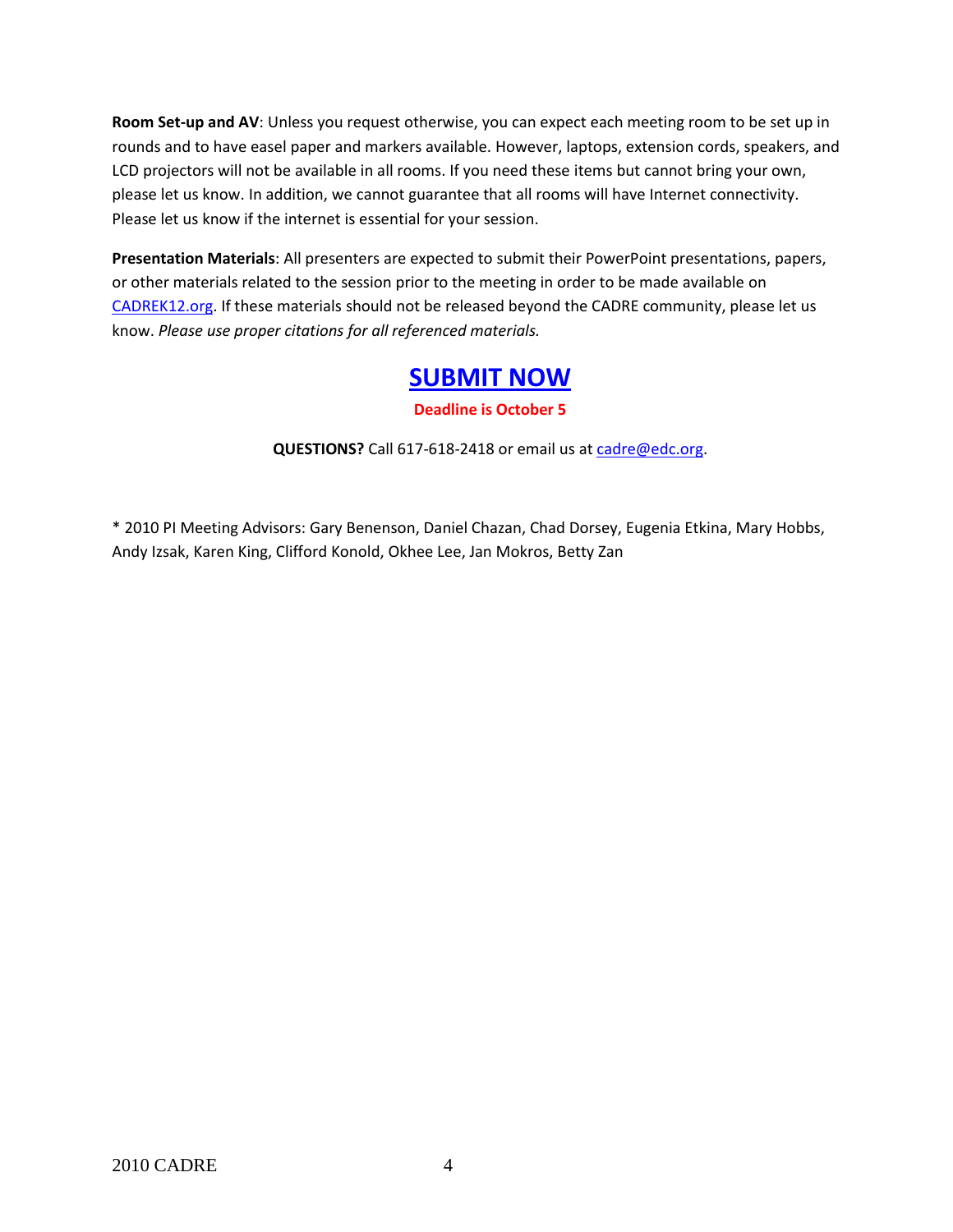**Room Set-up and AV**: Unless you request otherwise, you can expect each meeting room to be set up in rounds and to have easel paper and markers available. However, laptops, extension cords, speakers, and LCD projectors will not be available in all rooms. If you need these items but cannot bring your own, please let us know. In addition, we cannot guarantee that all rooms will have Internet connectivity. Please let us know if the internet is essential for your session.

**Presentation Materials**: All presenters are expected to submit their PowerPoint presentations, papers, or other materials related to the session prior to the meeting in order to be made available on CADREK12.org. If these materials should not be released beyond the CADRE community, please let us know. *Please use proper citations for all referenced materials.*

## SUBMIT NOW

**Deadline is October 5**

**QUESTIONS?** Call 617-618-2418 or email us at cadre@edc.org.

* 2010 PI Meeting Advisors: Gary Benenson, Daniel Chazan, Chad Dorsey, Eugenia Etkina, Mary Hobbs, Andy Izsak, Karen King, Clifford Konold, Okhee Lee, Jan Mokros, Betty Zan